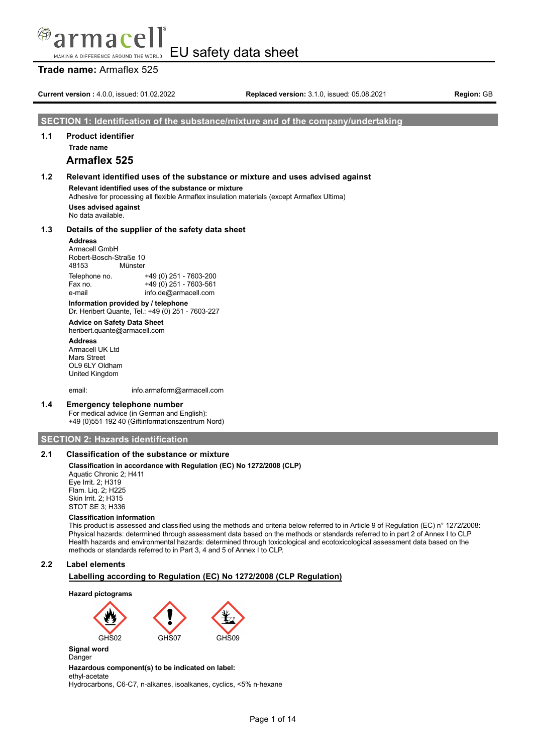# EU safety data sheet

**Trade name:** Armaflex 525

**Current version :** 4.0.0, issued: 01.02.2022 **Replaced version:** 3.1.0, issued: 05.08.2021 **Region:** GB

## SECTION 1: Identification of the substance/mixture and of the company/undertaking

### 1.1 Product identifier

**Trade name**

**Armaflex 525**

### 1.2 Relevant identified uses of the substance or mixture and uses advised against

**Relevant identified uses of the substance or mixture**

Adhesive for processing all flexible Armaflex insulation materials (except Armaflex Ultima)

**Uses advised against**

No data available.

### 1.3 Details of the supplier of the safety data sheet

**Address**

Armacell GmbH
Robert-Bosch-Straße 10
48153 Münster

| | |
|---|---|
| Telephone no. | +49 (0) 251 - 7603-200 |
| Fax no. | +49 (0) 251 - 7603-561 |
| e-mail | info.de@armacell.com |

**Information provided by / telephone**

Dr. Heribert Quante, Tel.: +49 (0) 251 - 7603-227

**Advice on Safety Data Sheet**

heribert.quante@armacell.com

**Address**

Armacell UK Ltd
Mars Street
OL9 6LY Oldham
United Kingdom

email: info.armaform@armacell.com

### 1.4 Emergency telephone number

For medical advice (in German and English):
+49 (0)551 192 40 (Giftinformationszentrum Nord)

## SECTION 2: Hazards identification

### 2.1 Classification of the substance or mixture

**Classification in accordance with Regulation (EC) No 1272/2008 (CLP)**

Aquatic Chronic 2; H411
Eye Irrit. 2; H319
Flam. Liq. 2; H225
Skin Irrit. 2; H315
STOT SE 3; H336

**Classification information**

This product is assessed and classified using the methods and criteria below referred to in Article 9 of Regulation (EC) n° 1272/2008:
Physical hazards: determined through assessment data based on the methods or standards referred to in part 2 of Annex I to CLP
Health hazards and environmental hazards: determined through toxicological and ecotoxicological assessment data based on the methods or standards referred to in Part 3, 4 and 5 of Annex I to CLP.

### 2.2 Label elements

**Labelling according to Regulation (EC) No 1272/2008 (CLP Regulation)**

**Hazard pictograms**

GHS02 GHS07 GHS09

**Signal word**

Danger

**Hazardous component(s) to be indicated on label:**

ethyl-acetate
Hydrocarbons, C6-C7, n-alkanes, isoalkanes, cyclics, <5% n-hexane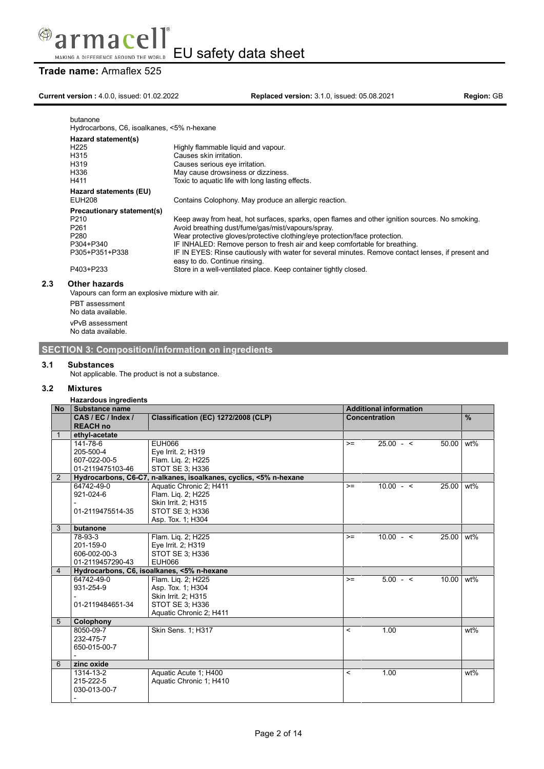butanone
Hydrocarbons, C6, isoalkanes, <5% n-hexane

**Hazard statement(s)**

| | |
|---|---|
| H225 | Highly flammable liquid and vapour. |
| H315 | Causes skin irritation. |
| H319 | Causes serious eye irritation. |
| H336 | May cause drowsiness or dizziness. |
| H411 | Toxic to aquatic life with long lasting effects. |

**Hazard statements (EU)**

| | |
|---|---|
| EUH208 | Contains Colophony. May produce an allergic reaction. |

**Precautionary statement(s)**

| | |
|---|---|
| P210 | Keep away from heat, hot surfaces, sparks, open flames and other ignition sources. No smoking. |
| P261 | Avoid breathing dust/fume/gas/mist/vapours/spray. |
| P280 | Wear protective gloves/protective clothing/eye protection/face protection. |
| P304+P340 | IF INHALED: Remove person to fresh air and keep comfortable for breathing. |
| P305+P351+P338 | IF IN EYES: Rinse cautiously with water for several minutes. Remove contact lenses, if present and easy to do. Continue rinsing. |
| P403+P233 | Store in a well-ventilated place. Keep container tightly closed. |

### 2.3 Other hazards

Vapours can form an explosive mixture with air.

PBT assessment
No data available.

vPvB assessment
No data available.

## SECTION 3: Composition/information on ingredients

### 3.1 Substances

Not applicable. The product is not a substance.

### 3.2 Mixtures

**Hazardous ingredients**

| No | Substance name | | Additional information | | | |
|---|---|---|---|---|---|---|
| | CAS / EC / Index / REACH no | Classification (EC) 1272/2008 (CLP) | Concentration | | | % |
| 1 | **ethyl-acetate** | | | | | |
| | 141-78-6<br>205-500-4<br>607-022-00-5<br>01-2119475103-46 | EUH066<br>Eye Irrit. 2; H319<br>Flam. Liq. 2; H225<br>STOT SE 3; H336 | >= | 25.00 - < | 50.00 | wt% |
| 2 | **Hydrocarbons, C6-C7, n-alkanes, isoalkanes, cyclics, <5% n-hexane** | | | | | |
| | 64742-49-0<br>921-024-6<br>-<br>01-2119475514-35 | Aquatic Chronic 2; H411<br>Flam. Liq. 2; H225<br>Skin Irrit. 2; H315<br>STOT SE 3; H336<br>Asp. Tox. 1; H304 | >= | 10.00 - < | 25.00 | wt% |
| 3 | **butanone** | | | | | |
| | 78-93-3<br>201-159-0<br>606-002-00-3<br>01-2119457290-43 | Flam. Liq. 2; H225<br>Eye Irrit. 2; H319<br>STOT SE 3; H336<br>EUH066 | >= | 10.00 - < | 25.00 | wt% |
| 4 | **Hydrocarbons, C6, isoalkanes, <5% n-hexane** | | | | | |
| | 64742-49-0<br>931-254-9<br>-<br>01-2119484651-34 | Flam. Liq. 2; H225<br>Asp. Tox. 1; H304<br>Skin Irrit. 2; H315<br>STOT SE 3; H336<br>Aquatic Chronic 2; H411 | >= | 5.00 - < | 10.00 | wt% |
| 5 | **Colophony** | | | | | |
| | 8050-09-7<br>232-475-7<br>650-015-00-7<br>- | Skin Sens. 1; H317 | < | 1.00 | | wt% |
| 6 | **zinc oxide** | | | | | |
| | 1314-13-2<br>215-222-5<br>030-013-00-7<br>- | Aquatic Acute 1; H400<br>Aquatic Chronic 1; H410 | < | 1.00 | | wt% |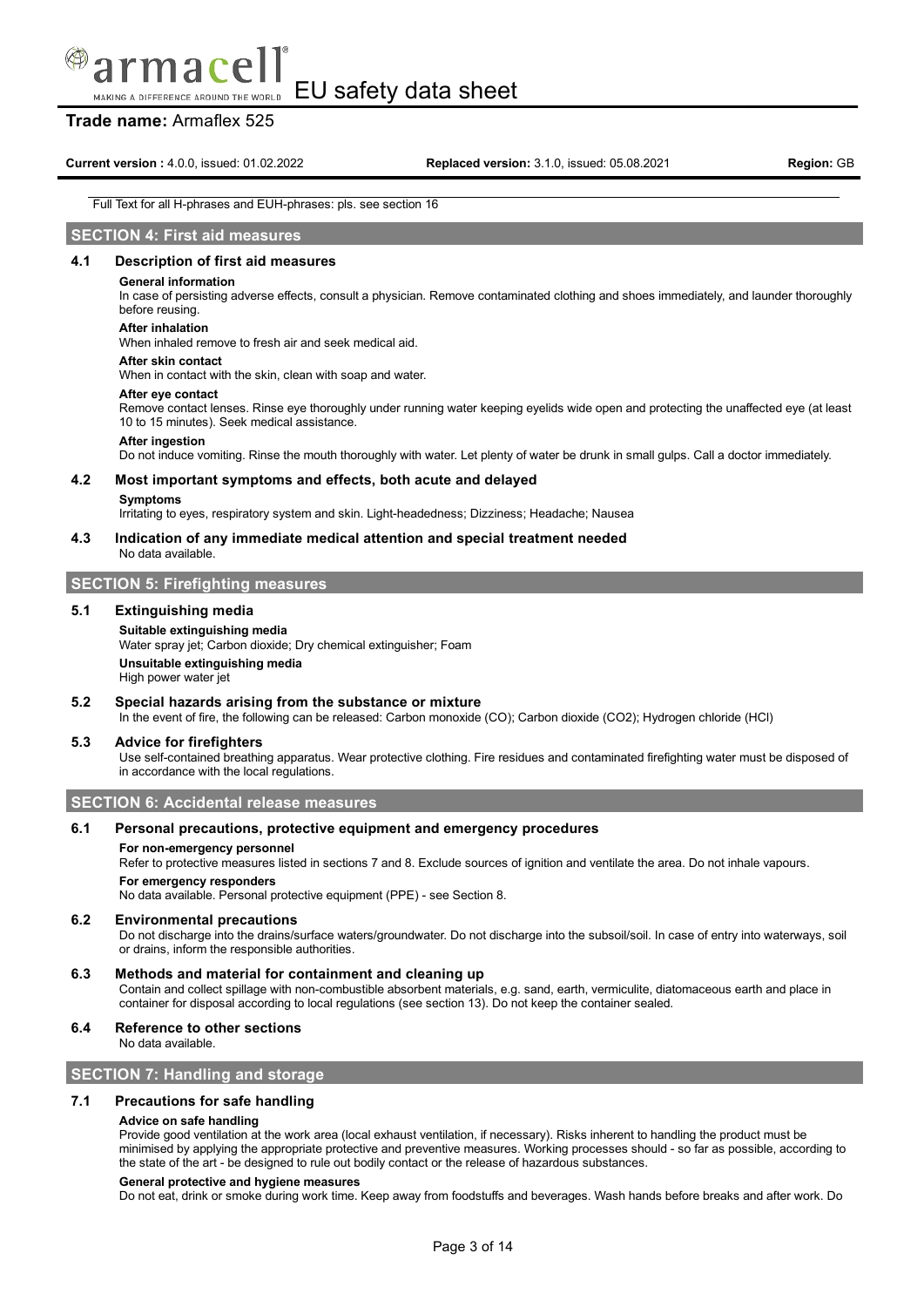Full Text for all H-phrases and EUH-phrases: pls. see section 16

## SECTION 4: First aid measures

### 4.1 Description of first aid measures

**General information**

In case of persisting adverse effects, consult a physician. Remove contaminated clothing and shoes immediately, and launder thoroughly before reusing.

**After inhalation**

When inhaled remove to fresh air and seek medical aid.

**After skin contact**

When in contact with the skin, clean with soap and water.

**After eye contact**

Remove contact lenses. Rinse eye thoroughly under running water keeping eyelids wide open and protecting the unaffected eye (at least 10 to 15 minutes). Seek medical assistance.

**After ingestion**

Do not induce vomiting. Rinse the mouth thoroughly with water. Let plenty of water be drunk in small gulps. Call a doctor immediately.

### 4.2 Most important symptoms and effects, both acute and delayed

**Symptoms**

Irritating to eyes, respiratory system and skin. Light-headedness; Dizziness; Headache; Nausea

### 4.3 Indication of any immediate medical attention and special treatment needed

No data available.

## SECTION 5: Firefighting measures

### 5.1 Extinguishing media

**Suitable extinguishing media**

Water spray jet; Carbon dioxide; Dry chemical extinguisher; Foam

**Unsuitable extinguishing media**

High power water jet

### 5.2 Special hazards arising from the substance or mixture

In the event of fire, the following can be released: Carbon monoxide (CO); Carbon dioxide ($CO_2$); Hydrogen chloride (HCl)

### 5.3 Advice for firefighters

Use self-contained breathing apparatus. Wear protective clothing. Fire residues and contaminated firefighting water must be disposed of in accordance with the local regulations.

## SECTION 6: Accidental release measures

### 6.1 Personal precautions, protective equipment and emergency procedures

**For non-emergency personnel**

Refer to protective measures listed in sections 7 and 8. Exclude sources of ignition and ventilate the area. Do not inhale vapours.

**For emergency responders**

No data available. Personal protective equipment (PPE) - see Section 8.

### 6.2 Environmental precautions

Do not discharge into the drains/surface waters/groundwater. Do not discharge into the subsoil/soil. In case of entry into waterways, soil or drains, inform the responsible authorities.

### 6.3 Methods and material for containment and cleaning up

Contain and collect spillage with non-combustible absorbent materials, e.g. sand, earth, vermiculite, diatomaceous earth and place in container for disposal according to local regulations (see section 13). Do not keep the container sealed.

### 6.4 Reference to other sections

No data available.

## SECTION 7: Handling and storage

### 7.1 Precautions for safe handling

**Advice on safe handling**

Provide good ventilation at the work area (local exhaust ventilation, if necessary). Risks inherent to handling the product must be minimised by applying the appropriate protective and preventive measures. Working processes should - so far as possible, according to the state of the art - be designed to rule out bodily contact or the release of hazardous substances.

**General protective and hygiene measures**

Do not eat, drink or smoke during work time. Keep away from foodstuffs and beverages. Wash hands before breaks and after work. Do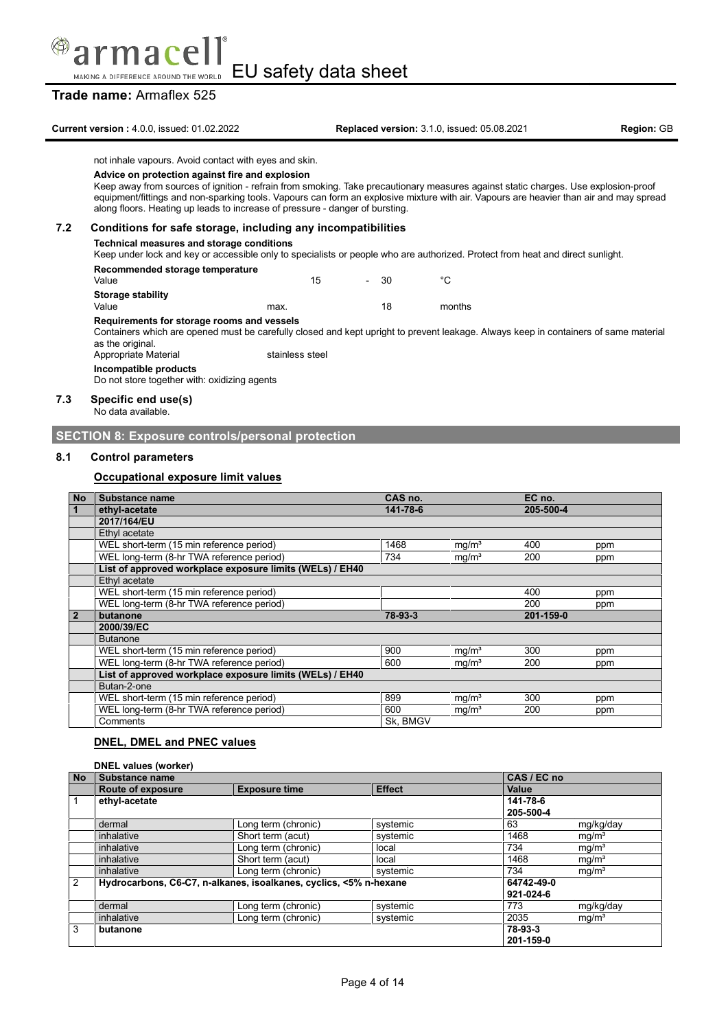not inhale vapours. Avoid contact with eyes and skin.

**Advice on protection against fire and explosion**

Keep away from sources of ignition - refrain from smoking. Take precautionary measures against static charges. Use explosion-proof equipment/fittings and non-sparking tools. Vapours can form an explosive mixture with air. Vapours are heavier than air and may spread along floors. Heating up leads to increase of pressure - danger of bursting.

## 7.2 Conditions for safe storage, including any incompatibilities

**Technical measures and storage conditions**

Keep under lock and key or accessible only to specialists or people who are authorized. Protect from heat and direct sunlight.

**Recommended storage temperature**

| | | | | |
|---|---|---|---|---|
| Value | 15 | - | 30 | °C |

**Storage stability**

| | | | |
|---|---|---|---|
| Value | max. | 18 | months |

**Requirements for storage rooms and vessels**

Containers which are opened must be carefully closed and kept upright to prevent leakage. Always keep in containers of same material as the original.

Appropriate Material stainless steel

**Incompatible products**

Do not store together with: oxidizing agents

## 7.3 Specific end use(s)

No data available.

# SECTION 8: Exposure controls/personal protection

## 8.1 Control parameters

### Occupational exposure limit values

| No | Substance name | CAS no. | | EC no. | |
|---|---|---|---|---|---|
| 1 | **ethyl-acetate** | **141-78-6** | | **205-500-4** | |
| | **2017/164/EU** | | | | |
| | Ethyl acetate | | | | |
| | WEL short-term (15 min reference period) | 1468 | mg/m³ | 400 | ppm |
| | WEL long-term (8-hr TWA reference period) | 734 | mg/m³ | 200 | ppm |
| | **List of approved workplace exposure limits (WELs) / EH40** | | | | |
| | Ethyl acetate | | | | |
| | WEL short-term (15 min reference period) | | | 400 | ppm |
| | WEL long-term (8-hr TWA reference period) | | | 200 | ppm |
| 2 | **butanone** | **78-93-3** | | **201-159-0** | |
| | **2000/39/EC** | | | | |
| | Butanone | | | | |
| | WEL short-term (15 min reference period) | 900 | mg/m³ | 300 | ppm |
| | WEL long-term (8-hr TWA reference period) | 600 | mg/m³ | 200 | ppm |
| | **List of approved workplace exposure limits (WELs) / EH40** | | | | |
| | Butan-2-one | | | | |
| | WEL short-term (15 min reference period) | 899 | mg/m³ | 300 | ppm |
| | WEL long-term (8-hr TWA reference period) | 600 | mg/m³ | 200 | ppm |
| | Comments | Sk, BMGV | | | |

### DNEL, DMEL and PNEC values

**DNEL values (worker)**

| No | Substance name | | | CAS / EC no | |
|---|---|---|---|---|---|
| | **Route of exposure** | **Exposure time** | **Effect** | **Value** | |
| 1 | **ethyl-acetate** | | | **141-78-6**<br>**205-500-4** | |
| | dermal | Long term (chronic) | systemic | 63 | mg/kg/day |
| | inhalative | Short term (acut) | systemic | 1468 | mg/m³ |
| | inhalative | Long term (chronic) | local | 734 | mg/m³ |
| | inhalative | Short term (acut) | local | 1468 | mg/m³ |
| | inhalative | Long term (chronic) | systemic | 734 | mg/m³ |
| 2 | **Hydrocarbons, C6-C7, n-alkanes, isoalkanes, cyclics, <5% n-hexane** | | | **64742-49-0**<br>**921-024-6** | |
| | dermal | Long term (chronic) | systemic | 773 | mg/kg/day |
| | inhalative | Long term (chronic) | systemic | 2035 | mg/m³ |
| 3 | **butanone** | | | **78-93-3**<br>**201-159-0** | |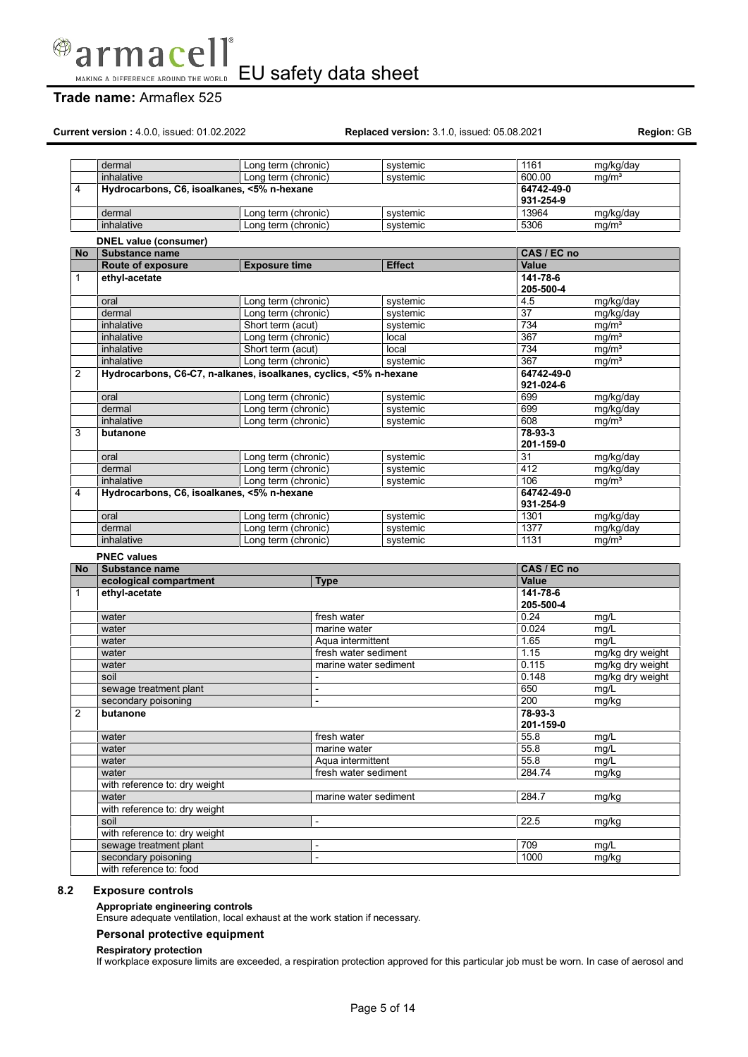| | | | | | |
|---|---|---|---|---|---|
| | dermal | Long term (chronic) | systemic | 1161 | mg/kg/day |
| | inhalative | Long term (chronic) | systemic | 600.00 | mg/m³ |
| 4 | **Hydrocarbons, C6, isoalkanes, <5% n-hexane** | | | **64742-49-0 931-254-9** | |
| | dermal | Long term (chronic) | systemic | 13964 | mg/kg/day |
| | inhalative | Long term (chronic) | systemic | 5306 | mg/m³ |

**DNEL value (consumer)**

| No | Substance name | | | CAS / EC no | |
|---|---|---|---|---|---|
| | **Route of exposure** | **Exposure time** | **Effect** | **Value** | |
| 1 | **ethyl-acetate** | | | **141-78-6 205-500-4** | |
| | oral | Long term (chronic) | systemic | 4.5 | mg/kg/day |
| | dermal | Long term (chronic) | systemic | 37 | mg/kg/day |
| | inhalative | Short term (acut) | systemic | 734 | mg/m³ |
| | inhalative | Long term (chronic) | local | 367 | mg/m³ |
| | inhalative | Short term (acut) | local | 734 | mg/m³ |
| | inhalative | Long term (chronic) | systemic | 367 | mg/m³ |
| 2 | **Hydrocarbons, C6-C7, n-alkanes, isoalkanes, cyclics, <5% n-hexane** | | | **64742-49-0 921-024-6** | |
| | oral | Long term (chronic) | systemic | 699 | mg/kg/day |
| | dermal | Long term (chronic) | systemic | 699 | mg/kg/day |
| | inhalative | Long term (chronic) | systemic | 608 | mg/m³ |
| 3 | **butanone** | | | **78-93-3 201-159-0** | |
| | oral | Long term (chronic) | systemic | 31 | mg/kg/day |
| | dermal | Long term (chronic) | systemic | 412 | mg/kg/day |
| | inhalative | Long term (chronic) | systemic | 106 | mg/m³ |
| 4 | **Hydrocarbons, C6, isoalkanes, <5% n-hexane** | | | **64742-49-0 931-254-9** | |
| | oral | Long term (chronic) | systemic | 1301 | mg/kg/day |
| | dermal | Long term (chronic) | systemic | 1377 | mg/kg/day |
| | inhalative | Long term (chronic) | systemic | 1131 | mg/m³ |

**PNEC values**

| No | Substance name | | CAS / EC no | |
|---|---|---|---|---|
| | **ecological compartment** | **Type** | **Value** | |
| 1 | **ethyl-acetate** | | **141-78-6 205-500-4** | |
| | water | fresh water | 0.24 | mg/L |
| | water | marine water | 0.024 | mg/L |
| | water | Aqua intermittent | 1.65 | mg/L |
| | water | fresh water sediment | 1.15 | mg/kg dry weight |
| | water | marine water sediment | 0.115 | mg/kg dry weight |
| | soil | - | 0.148 | mg/kg dry weight |
| | sewage treatment plant | - | 650 | mg/L |
| | secondary poisoning | - | 200 | mg/kg |
| 2 | **butanone** | | **78-93-3 201-159-0** | |
| | water | fresh water | 55.8 | mg/L |
| | water | marine water | 55.8 | mg/L |
| | water | Aqua intermittent | 55.8 | mg/L |
| | water | fresh water sediment | 284.74 | mg/kg |
| | with reference to: dry weight | | | |
| | water | marine water sediment | 284.7 | mg/kg |
| | with reference to: dry weight | | | |
| | soil | - | 22.5 | mg/kg |
| | with reference to: dry weight | | | |
| | sewage treatment plant | - | 709 | mg/L |
| | secondary poisoning | - | 1000 | mg/kg |
| | with reference to: food | | | |

## 8.2 Exposure controls

**Appropriate engineering controls**

Ensure adequate ventilation, local exhaust at the work station if necessary.

### Personal protective equipment

**Respiratory protection**

If workplace exposure limits are exceeded, a respiration protection approved for this particular job must be worn. In case of aerosol and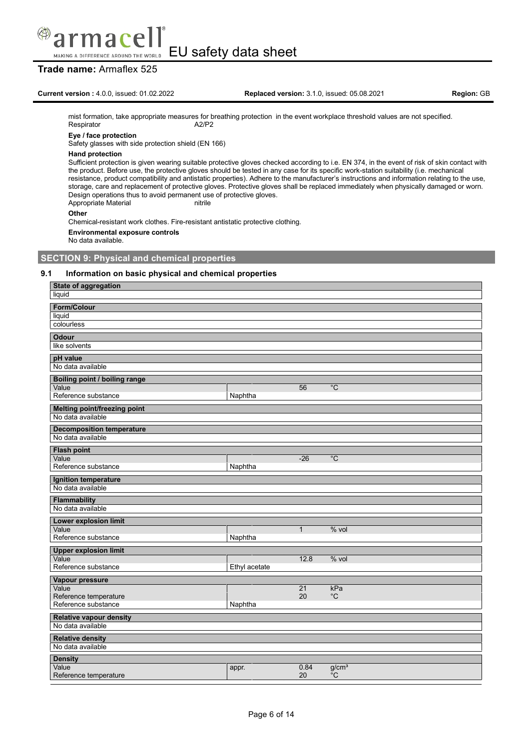mist formation, take appropriate measures for breathing protection in the event workplace threshold values are not specified.

| | |
|---|---|
| Respirator | A2/P2 |

**Eye / face protection**

Safety glasses with side protection shield (EN 166)

**Hand protection**

Sufficient protection is given wearing suitable protective gloves checked according to i.e. EN 374, in the event of risk of skin contact with the product. Before use, the protective gloves should be tested in any case for its specific work-station suitability (i.e. mechanical resistance, product compatibility and antistatic properties). Adhere to the manufacturer's instructions and information relating to the use, storage, care and replacement of protective gloves. Protective gloves shall be replaced immediately when physically damaged or worn. Design operations thus to avoid permanent use of protective gloves.

| | |
|---|---|
| Appropriate Material | nitrile |

**Other**

Chemical-resistant work clothes. Fire-resistant antistatic protective clothing.

**Environmental exposure controls**

No data available.

## SECTION 9: Physical and chemical properties

### 9.1 Information on basic physical and chemical properties

| **State of aggregation** | | | |
|---|---|---|---|
| liquid | | | |

| **Form/Colour** | | | |
|---|---|---|---|
| liquid | | | |
| colourless | | | |

| **Odour** | | | |
|---|---|---|---|
| like solvents | | | |

| **pH value** | | | |
|---|---|---|---|
| No data available | | | |

| **Boiling point / boiling range** | | | |
|---|---|---|---|
| Value | | 56 | °C |
| Reference substance | Naphtha | | |

| **Melting point/freezing point** | | | |
|---|---|---|---|
| No data available | | | |

| **Decomposition temperature** | | | |
|---|---|---|---|
| No data available | | | |

| **Flash point** | | | |
|---|---|---|---|
| Value | | -26 | °C |
| Reference substance | Naphtha | | |

| **Ignition temperature** | | | |
|---|---|---|---|
| No data available | | | |

| **Flammability** | | | |
|---|---|---|---|
| No data available | | | |

| **Lower explosion limit** | | | |
|---|---|---|---|
| Value | | 1 | % vol |
| Reference substance | Naphtha | | |

| **Upper explosion limit** | | | |
|---|---|---|---|
| Value | | 12.8 | % vol |
| Reference substance | Ethyl acetate | | |

| **Vapour pressure** | | | |
|---|---|---|---|
| Value | | 21 | kPa |
| Reference temperature | | 20 | °C |
| Reference substance | Naphtha | | |

| **Relative vapour density** | | | |
|---|---|---|---|
| No data available | | | |

| **Relative density** | | | |
|---|---|---|---|
| No data available | | | |

| **Density** | | | |
|---|---|---|---|
| Value | appr. | 0.84 | $g/cm^3$ |
| Reference temperature | | 20 | °C |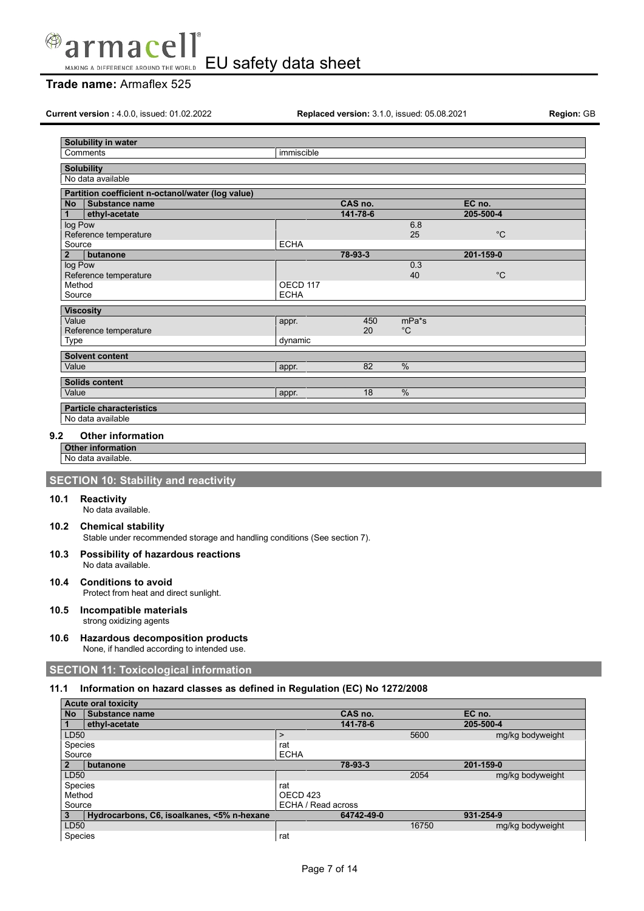| Solubility in water | | | | |
|---|---|---|---|---|
| Comments | immiscible | | | |

| Solubility |
|---|
| No data available |

| Partition coefficient n-octanol/water (log value) | | | | |
|---|---|---|---|---|
| **No** | **Substance name** | **CAS no.** | | **EC no.** |
| **1** | **ethyl-acetate** | **141-78-6** | | **205-500-4** |
| log Pow | | | 6.8 | |
| Reference temperature | | | 25 | °C |
| Source | ECHA | | | |
| **2** | **butanone** | **78-93-3** | | **201-159-0** |
| log Pow | | | 0.3 | |
| Reference temperature | | | 40 | °C |
| Method | OECD 117 | | | |
| Source | ECHA | | | |

| Viscosity | | | |
|---|---|---|---|
| Value | appr. | 450 | mPa*s |
| Reference temperature | | 20 | °C |
| Type | dynamic | | |

| Solvent content | | | |
|---|---|---|---|
| Value | appr. | 82 | % |

| Solids content | | | |
|---|---|---|---|
| Value | appr. | 18 | % |

| Particle characteristics |
|---|
| No data available |

### 9.2 Other information

| Other information |
|---|
| No data available. |

## SECTION 10: Stability and reactivity

### 10.1 Reactivity
No data available.

### 10.2 Chemical stability
Stable under recommended storage and handling conditions (See section 7).

### 10.3 Possibility of hazardous reactions
No data available.

### 10.4 Conditions to avoid
Protect from heat and direct sunlight.

### 10.5 Incompatible materials
strong oxidizing agents

### 10.6 Hazardous decomposition products
None, if handled according to intended use.

## SECTION 11: Toxicological information

### 11.1 Information on hazard classes as defined in Regulation (EC) No 1272/2008

| Acute oral toxicity | | | | |
|---|---|---|---|---|
| **No** | **Substance name** | **CAS no.** | | **EC no.** |
| **1** | **ethyl-acetate** | **141-78-6** | | **205-500-4** |
| LD50 | > | | 5600 | mg/kg bodyweight |
| Species | rat | | | |
| Source | ECHA | | | |
| **2** | **butanone** | **78-93-3** | | **201-159-0** |
| LD50 | | | 2054 | mg/kg bodyweight |
| Species | rat | | | |
| Method | OECD 423 | | | |
| Source | ECHA / Read across | | | |
| **3** | **Hydrocarbons, C6, isoalkanes, <5% n-hexane** | **64742-49-0** | | **931-254-9** |
| LD50 | | | 16750 | mg/kg bodyweight |
| Species | rat | | | |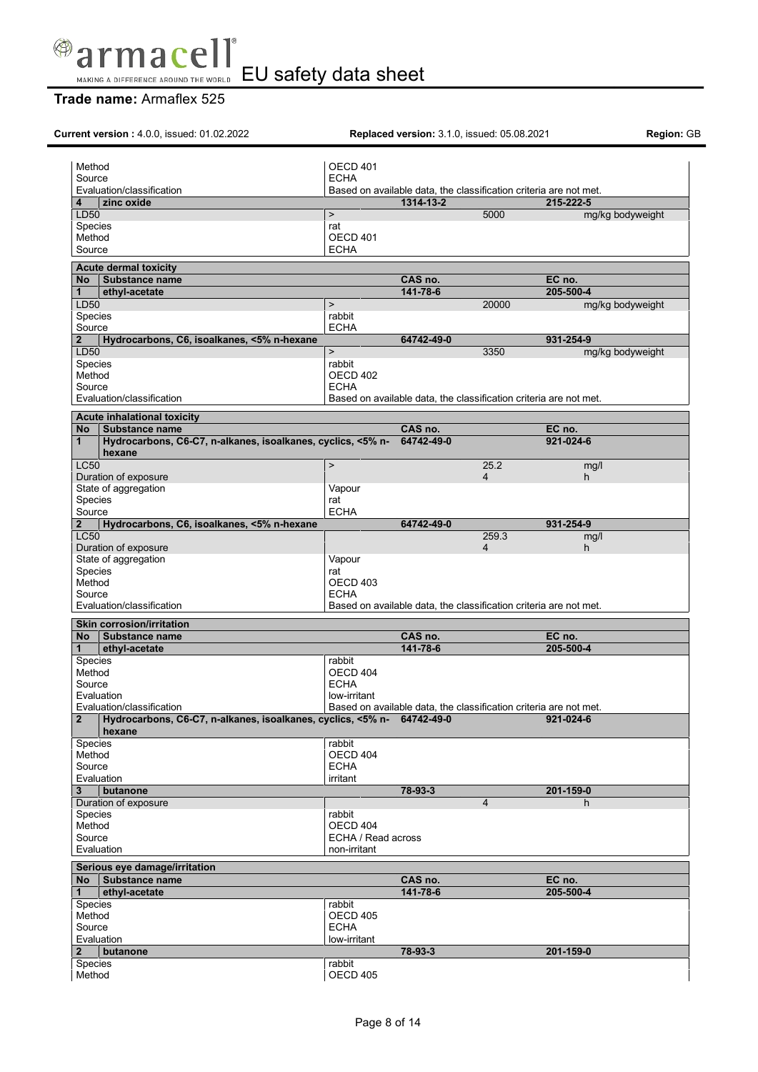| | | | | |
|---|---|---|---|---|
| Method | OECD 401 | | | |
| Source | ECHA | | | |
| Evaluation/classification | Based on available data, the classification criteria are not met. | | | |
| **4 zinc oxide** | | **1314-13-2** | | **215-222-5** |
| LD50 | > | | 5000 | mg/kg bodyweight |
| Species | rat | | | |
| Method | OECD 401 | | | |
| Source | ECHA | | | |

**Acute dermal toxicity**

| No | Substance name | | CAS no. | | EC no. |
|---|---|---|---|---|---|
| **1** | **ethyl-acetate** | | **141-78-6** | | **205-500-4** |
| LD50 | | > | | 20000 | mg/kg bodyweight |
| Species | | rabbit | | | |
| Source | | ECHA | | | |
| **2** | **Hydrocarbons, C6, isoalkanes, <5% n-hexane** | | **64742-49-0** | | **931-254-9** |
| LD50 | | > | | 3350 | mg/kg bodyweight |
| Species | | rabbit | | | |
| Method | | OECD 402 | | | |
| Source | | ECHA | | | |
| Evaluation/classification | | Based on available data, the classification criteria are not met. | | | |

**Acute inhalational toxicity**

| No | Substance name | | CAS no. | | EC no. |
|---|---|---|---|---|---|
| **1** | **Hydrocarbons, C6-C7, n-alkanes, isoalkanes, cyclics, <5% n-hexane** | | **64742-49-0** | | **921-024-6** |
| LC50 | | > | | 25.2 | mg/l |
| Duration of exposure | | | | 4 | h |
| State of aggregation | | Vapour | | | |
| Species | | rat | | | |
| Source | | ECHA | | | |
| **2** | **Hydrocarbons, C6, isoalkanes, <5% n-hexane** | | **64742-49-0** | | **931-254-9** |
| LC50 | | | | 259.3 | mg/l |
| Duration of exposure | | | | 4 | h |
| State of aggregation | | Vapour | | | |
| Species | | rat | | | |
| Method | | OECD 403 | | | |
| Source | | ECHA | | | |
| Evaluation/classification | | Based on available data, the classification criteria are not met. | | | |

**Skin corrosion/irritation**

| No | Substance name | | CAS no. | | EC no. |
|---|---|---|---|---|---|
| **1** | **ethyl-acetate** | | **141-78-6** | | **205-500-4** |
| Species | | rabbit | | | |
| Method | | OECD 404 | | | |
| Source | | ECHA | | | |
| Evaluation | | low-irritant | | | |
| Evaluation/classification | | Based on available data, the classification criteria are not met. | | | |
| **2** | **Hydrocarbons, C6-C7, n-alkanes, isoalkanes, cyclics, <5% n-hexane** | | **64742-49-0** | | **921-024-6** |
| Species | | rabbit | | | |
| Method | | OECD 404 | | | |
| Source | | ECHA | | | |
| Evaluation | | irritant | | | |
| **3** | **butanone** | | **78-93-3** | | **201-159-0** |
| Duration of exposure | | | | 4 | h |
| Species | | rabbit | | | |
| Method | | OECD 404 | | | |
| Source | | ECHA / Read across | | | |
| Evaluation | | non-irritant | | | |

**Serious eye damage/irritation**

| No | Substance name | | CAS no. | | EC no. |
|---|---|---|---|---|---|
| **1** | **ethyl-acetate** | | **141-78-6** | | **205-500-4** |
| Species | | rabbit | | | |
| Method | | OECD 405 | | | |
| Source | | ECHA | | | |
| Evaluation | | low-irritant | | | |
| **2** | **butanone** | | **78-93-3** | | **201-159-0** |
| Species | | rabbit | | | |
| Method | | OECD 405 | | | |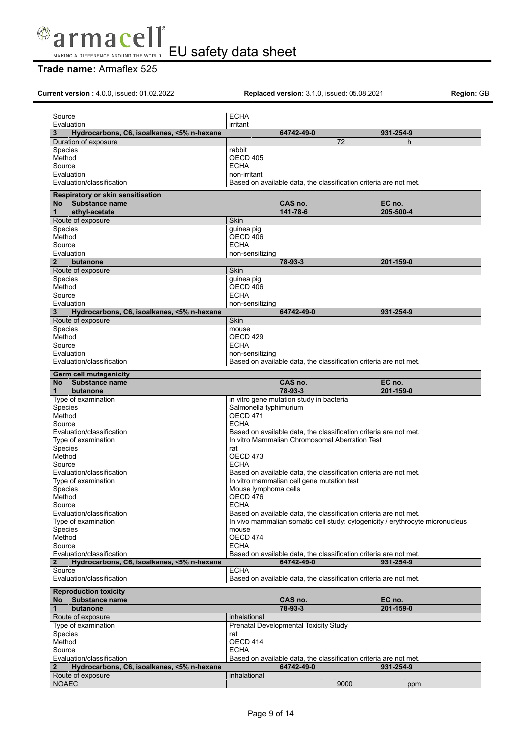| | | |
|---|---|---|
| Source | ECHA | |
| Evaluation | irritant | |
| **3 Hydrocarbons, C6, isoalkanes, <5% n-hexane** | **64742-49-0** | **931-254-9** |
| Duration of exposure | 72 | h |
| Species | rabbit | |
| Method | OECD 405 | |
| Source | ECHA | |
| Evaluation | non-irritant | |
| Evaluation/classification | Based on available data, the classification criteria are not met. | |

**Respiratory or skin sensitisation**

| No | Substance name | CAS no. | EC no. |
|---|---|---|---|
| **1** | **ethyl-acetate** | **141-78-6** | **205-500-4** |
| Route of exposure | | Skin | |
| Species | | guinea pig | |
| Method | | OECD 406 | |
| Source | | ECHA | |
| Evaluation | | non-sensitizing | |
| **2** | **butanone** | **78-93-3** | **201-159-0** |
| Route of exposure | | Skin | |
| Species | | guinea pig | |
| Method | | OECD 406 | |
| Source | | ECHA | |
| Evaluation | | non-sensitizing | |
| **3** | **Hydrocarbons, C6, isoalkanes, <5% n-hexane** | **64742-49-0** | **931-254-9** |
| Route of exposure | | Skin | |
| Species | | mouse | |
| Method | | OECD 429 | |
| Source | | ECHA | |
| Evaluation | | non-sensitizing | |
| Evaluation/classification | | Based on available data, the classification criteria are not met. | |

**Germ cell mutagenicity**

| No | Substance name | CAS no. | EC no. |
|---|---|---|---|
| **1** | **butanone** | **78-93-3** | **201-159-0** |
| Type of examination | | in vitro gene mutation study in bacteria | |
| Species | | Salmonella typhimurium | |
| Method | | OECD 471 | |
| Source | | ECHA | |
| Evaluation/classification | | Based on available data, the classification criteria are not met. | |
| Type of examination | | In vitro Mammalian Chromosomal Aberration Test | |
| Species | | rat | |
| Method | | OECD 473 | |
| Source | | ECHA | |
| Evaluation/classification | | Based on available data, the classification criteria are not met. | |
| Type of examination | | In vitro mammalian cell gene mutation test | |
| Species | | Mouse lymphoma cells | |
| Method | | OECD 476 | |
| Source | | ECHA | |
| Evaluation/classification | | Based on available data, the classification criteria are not met. | |
| Type of examination | | In vivo mammalian somatic cell study: cytogenicity / erythrocyte micronucleus | |
| Species | | mouse | |
| Method | | OECD 474 | |
| Source | | ECHA | |
| Evaluation/classification | | Based on available data, the classification criteria are not met. | |
| **2** | **Hydrocarbons, C6, isoalkanes, <5% n-hexane** | **64742-49-0** | **931-254-9** |
| Source | | ECHA | |
| Evaluation/classification | | Based on available data, the classification criteria are not met. | |

**Reproduction toxicity**

| No | Substance name | CAS no. | EC no. |
|---|---|---|---|
| **1** | **butanone** | **78-93-3** | **201-159-0** |
| Route of exposure | | inhalational | |
| Type of examination | | Prenatal Developmental Toxicity Study | |
| Species | | rat | |
| Method | | OECD 414 | |
| Source | | ECHA | |
| Evaluation/classification | | Based on available data, the classification criteria are not met. | |
| **2** | **Hydrocarbons, C6, isoalkanes, <5% n-hexane** | **64742-49-0** | **931-254-9** |
| Route of exposure | | inhalational | |
| NOAEC | | 9000 | ppm |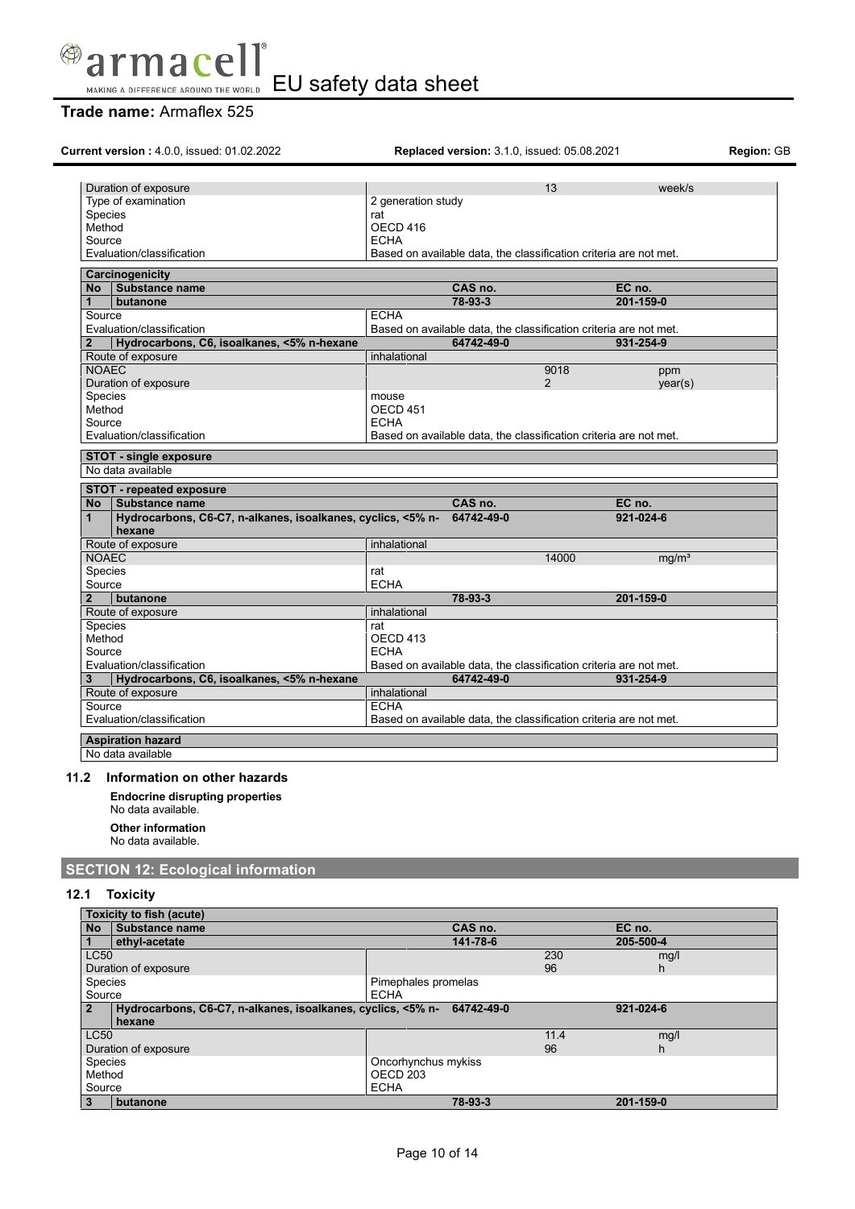| | | | |
|---|---|---|---|
| Duration of exposure | | 13 | week/s |
| Type of examination | 2 generation study | | |
| Species | rat | | |
| Method | OECD 416 | | |
| Source | ECHA | | |
| Evaluation/classification | Based on available data, the classification criteria are not met. | | |

**Carcinogenicity**

| No | Substance name | CAS no. | | EC no. |
|---|---|---|---|---|
| 1 | **butanone** | 78-93-3 | | 201-159-0 |
| Source | | ECHA | | |
| Evaluation/classification | | Based on available data, the classification criteria are not met. | | |
| 2 | **Hydrocarbons, C6, isoalkanes, <5% n-hexane** | 64742-49-0 | | 931-254-9 |
| Route of exposure | | inhalational | | |
| NOAEC | | | 9018 | ppm |
| Duration of exposure | | | 2 | year(s) |
| Species | | mouse | | |
| Method | | OECD 451 | | |
| Source | | ECHA | | |
| Evaluation/classification | | Based on available data, the classification criteria are not met. | | |

**STOT - single exposure**

No data available

**STOT - repeated exposure**

| No | Substance name | CAS no. | | EC no. |
|---|---|---|---|---|
| 1 | **Hydrocarbons, C6-C7, n-alkanes, isoalkanes, cyclics, <5% n-hexane** | 64742-49-0 | | 921-024-6 |
| Route of exposure | | inhalational | | |
| NOAEC | | | 14000 | mg/m³ |
| Species | | rat | | |
| Source | | ECHA | | |
| 2 | **butanone** | 78-93-3 | | 201-159-0 |
| Route of exposure | | inhalational | | |
| Species | | rat | | |
| Method | | OECD 413 | | |
| Source | | ECHA | | |
| Evaluation/classification | | Based on available data, the classification criteria are not met. | | |
| 3 | **Hydrocarbons, C6, isoalkanes, <5% n-hexane** | 64742-49-0 | | 931-254-9 |
| Route of exposure | | inhalational | | |
| Source | | ECHA | | |
| Evaluation/classification | | Based on available data, the classification criteria are not met. | | |

**Aspiration hazard**

No data available

### 11.2 Information on other hazards

**Endocrine disrupting properties**

No data available.

**Other information**

No data available.

## SECTION 12: Ecological information

### 12.1 Toxicity

**Toxicity to fish (acute)**

| No | Substance name | CAS no. | | EC no. |
|---|---|---|---|---|
| 1 | **ethyl-acetate** | 141-78-6 | | 205-500-4 |
| LC50 | | | 230 | mg/l |
| Duration of exposure | | | 96 | h |
| Species | | Pimephales promelas | | |
| Source | | ECHA | | |
| 2 | **Hydrocarbons, C6-C7, n-alkanes, isoalkanes, cyclics, <5% n-hexane** | 64742-49-0 | | 921-024-6 |
| LC50 | | | 11.4 | mg/l |
| Duration of exposure | | | 96 | h |
| Species | | Oncorhynchus mykiss | | |
| Method | | OECD 203 | | |
| Source | | ECHA | | |
| 3 | **butanone** | 78-93-3 | | 201-159-0 |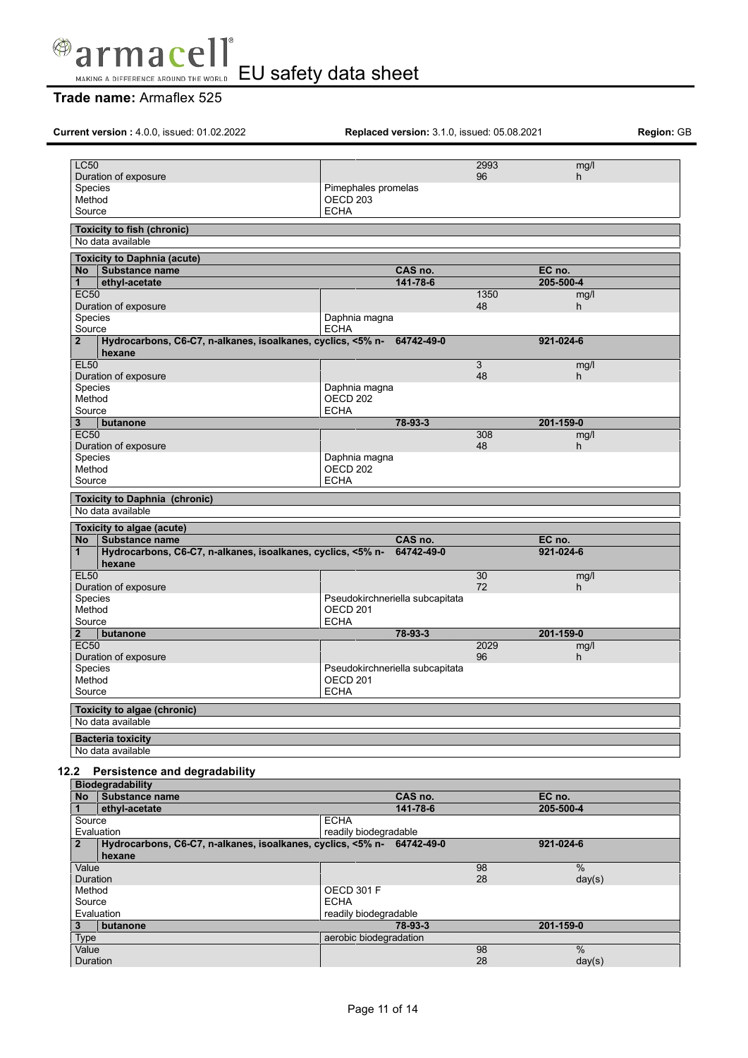| | | | |
|---|---|---|---|
| LC50 | | 2993 | mg/l |
| Duration of exposure | | 96 | h |
| Species | Pimephales promelas | | |
| Method | OECD 203 | | |
| Source | ECHA | | |

| **Toxicity to fish (chronic)** |
|---|
| No data available |

| **Toxicity to Daphnia (acute)** | | | | |
|---|---|---|---|---|
| **No** | **Substance name** | **CAS no.** | | **EC no.** |
| **1** | **ethyl-acetate** | **141-78-6** | | **205-500-4** |
| EC50 | | | 1350 | mg/l |
| Duration of exposure | | | 48 | h |
| Species | | Daphnia magna | | |
| Source | | ECHA | | |
| **2** | **Hydrocarbons, C6-C7, n-alkanes, isoalkanes, cyclics, <5% n-hexane** | **64742-49-0** | | **921-024-6** |
| EL50 | | | 3 | mg/l |
| Duration of exposure | | | 48 | h |
| Species | | Daphnia magna | | |
| Method | | OECD 202 | | |
| Source | | ECHA | | |
| **3** | **butanone** | **78-93-3** | | **201-159-0** |
| EC50 | | | 308 | mg/l |
| Duration of exposure | | | 48 | h |
| Species | | Daphnia magna | | |
| Method | | OECD 202 | | |
| Source | | ECHA | | |

| **Toxicity to Daphnia (chronic)** |
|---|
| No data available |

| **Toxicity to algae (acute)** | | | | |
|---|---|---|---|---|
| **No** | **Substance name** | **CAS no.** | | **EC no.** |
| **1** | **Hydrocarbons, C6-C7, n-alkanes, isoalkanes, cyclics, <5% n-hexane** | **64742-49-0** | | **921-024-6** |
| EL50 | | | 30 | mg/l |
| Duration of exposure | | | 72 | h |
| Species | | Pseudokirchneriella subcapitata | | |
| Method | | OECD 201 | | |
| Source | | ECHA | | |
| **2** | **butanone** | **78-93-3** | | **201-159-0** |
| EC50 | | | 2029 | mg/l |
| Duration of exposure | | | 96 | h |
| Species | | Pseudokirchneriella subcapitata | | |
| Method | | OECD 201 | | |
| Source | | ECHA | | |

| **Toxicity to algae (chronic)** |
|---|
| No data available |

| **Bacteria toxicity** |
|---|
| No data available |

### 12.2 Persistence and degradability

| **Biodegradability** | | | | |
|---|---|---|---|---|
| **No** | **Substance name** | **CAS no.** | | **EC no.** |
| **1** | **ethyl-acetate** | **141-78-6** | | **205-500-4** |
| Source | | ECHA | | |
| Evaluation | | readily biodegradable | | |
| **2** | **Hydrocarbons, C6-C7, n-alkanes, isoalkanes, cyclics, <5% n-hexane** | **64742-49-0** | | **921-024-6** |
| Value | | | 98 | % |
| Duration | | | 28 | day(s) |
| Method | | OECD 301 F | | |
| Source | | ECHA | | |
| Evaluation | | readily biodegradable | | |
| **3** | **butanone** | **78-93-3** | | **201-159-0** |
| Type | | aerobic biodegradation | | |
| Value | | | 98 | % |
| Duration | | | 28 | day(s) |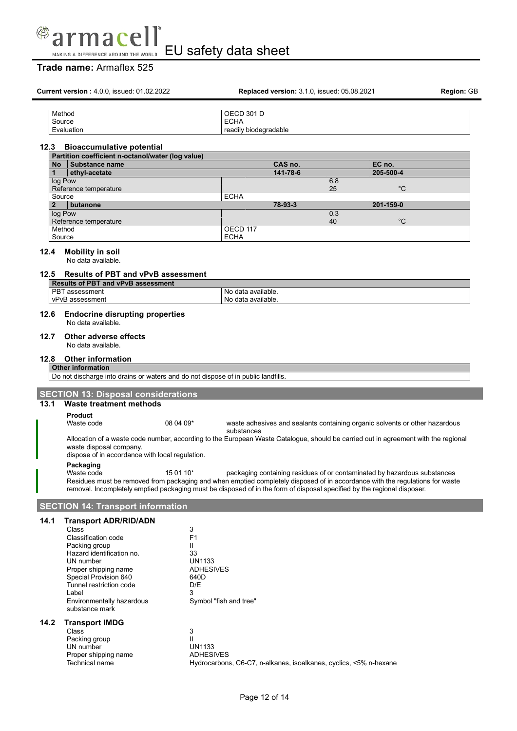| | |
|---|---|
| Method | OECD 301 D |
| Source | ECHA |
| Evaluation | readily biodegradable |

### 12.3 Bioaccumulative potential

| Partition coefficient n-octanol/water (log value) | | | |
|---|---|---|---|
| **No** | **Substance name** | **CAS no.** | **EC no.** |
| **1** | **ethyl-acetate** | **141-78-6** | **205-500-4** |
| log Pow | | 6.8 | |
| Reference temperature | | 25 | °C |
| Source | | ECHA | |
| **2** | **butanone** | **78-93-3** | **201-159-0** |
| log Pow | | 0.3 | |
| Reference temperature | | 40 | °C |
| Method | | OECD 117 | |
| Source | | ECHA | |

### 12.4 Mobility in soil

No data available.

### 12.5 Results of PBT and vPvB assessment

| Results of PBT and vPvB assessment | |
|---|---|
| PBT assessment | No data available. |
| vPvB assessment | No data available. |

### 12.6 Endocrine disrupting properties

No data available.

### 12.7 Other adverse effects

No data available.

### 12.8 Other information

| Other information |
|---|
| Do not discharge into drains or waters and do not dispose of in public landfills. |

## SECTION 13: Disposal considerations

### 13.1 Waste treatment methods

**Product**

| | | |
|---|---|---|
| Waste code | 08 04 09* | waste adhesives and sealants containing organic solvents or other hazardous substances |

Allocation of a waste code number, according to the European Waste Catalogue, should be carried out in agreement with the regional waste disposal company.

dispose of in accordance with local regulation.

**Packaging**

| | | |
|---|---|---|
| Waste code | 15 01 10* | packaging containing residues of or contaminated by hazardous substances |

Residues must be removed from packaging and when emptied completely disposed of in accordance with the regulations for waste removal. Incompletely emptied packaging must be disposed of in the form of disposal specified by the regional disposer.

## SECTION 14: Transport information

### 14.1 Transport ADR/RID/ADN

| | |
|---|---|
| Class | 3 |
| Classification code | F1 |
| Packing group | II |
| Hazard identification no. | 33 |
| UN number | UN1133 |
| Proper shipping name | ADHESIVES |
| Special Provision 640 | 640D |
| Tunnel restriction code | D/E |
| Label | 3 |
| Environmentally hazardous substance mark | Symbol "fish and tree" |

### 14.2 Transport IMDG

| | |
|---|---|
| Class | 3 |
| Packing group | II |
| UN number | UN1133 |
| Proper shipping name | ADHESIVES |
| Technical name | Hydrocarbons, C6-C7, n-alkanes, isoalkanes, cyclics, <5% n-hexane |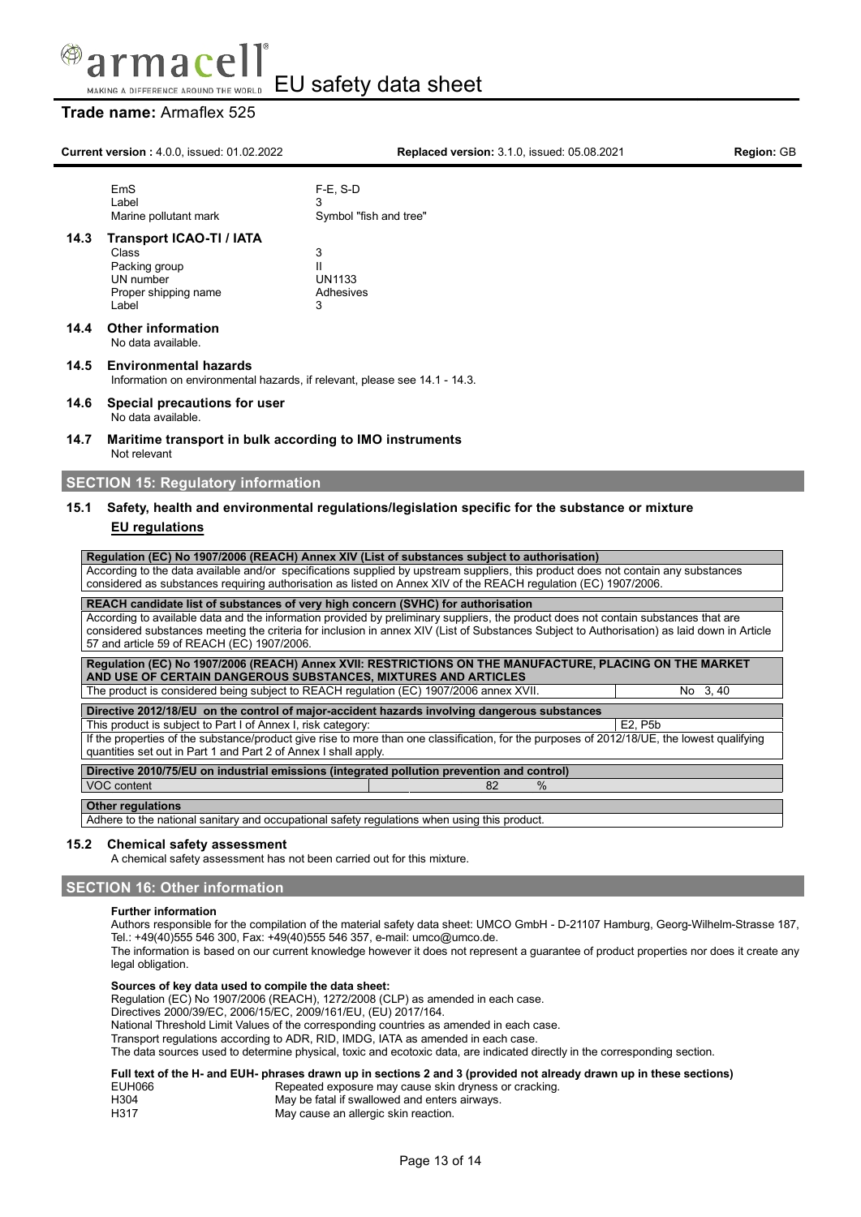| | |
|---|---|
| EmS | F-E, S-D |
| Label | 3 |
| Marine pollutant mark | Symbol "fish and tree" |

### 14.3 Transport ICAO-TI / IATA

| | |
|---|---|
| Class | 3 |
| Packing group | II |
| UN number | UN1133 |
| Proper shipping name | Adhesives |
| Label | 3 |

### 14.4 Other information

No data available.

### 14.5 Environmental hazards

Information on environmental hazards, if relevant, please see 14.1 - 14.3.

### 14.6 Special precautions for user

No data available.

### 14.7 Maritime transport in bulk according to IMO instruments

Not relevant

## SECTION 15: Regulatory information

### 15.1 Safety, health and environmental regulations/legislation specific for the substance or mixture

**EU regulations**

**Regulation (EC) No 1907/2006 (REACH) Annex XIV (List of substances subject to authorisation)**

According to the data available and/or specifications supplied by upstream suppliers, this product does not contain any substances considered as substances requiring authorisation as listed on Annex XIV of the REACH regulation (EC) 1907/2006.

**REACH candidate list of substances of very high concern (SVHC) for authorisation**

According to available data and the information provided by preliminary suppliers, the product does not contain substances that are considered substances meeting the criteria for inclusion in annex XIV (List of Substances Subject to Authorisation) as laid down in Article 57 and article 59 of REACH (EC) 1907/2006.

**Regulation (EC) No 1907/2006 (REACH) Annex XVII: RESTRICTIONS ON THE MANUFACTURE, PLACING ON THE MARKET AND USE OF CERTAIN DANGEROUS SUBSTANCES, MIXTURES AND ARTICLES**

| | |
|---|---|
| The product is considered being subject to REACH regulation (EC) 1907/2006 annex XVII. | No 3, 40 |

**Directive 2012/18/EU on the control of major-accident hazards involving dangerous substances**

| | |
|---|---|
| This product is subject to Part I of Annex I, risk category: | E2, P5b |

If the properties of the substance/product give rise to more than one classification, for the purposes of 2012/18/UE, the lowest qualifying quantities set out in Part 1 and Part 2 of Annex I shall apply.

**Directive 2010/75/EU on industrial emissions (integrated pollution prevention and control)**

| | | |
|---|---|---|
| VOC content | 82 | % |

**Other regulations**

Adhere to the national sanitary and occupational safety regulations when using this product.

### 15.2 Chemical safety assessment

A chemical safety assessment has not been carried out for this mixture.

## SECTION 16: Other information

**Further information**

Authors responsible for the compilation of the material safety data sheet: UMCO GmbH - D-21107 Hamburg, Georg-Wilhelm-Strasse 187, Tel.: +49(40)555 546 300, Fax: +49(40)555 546 357, e-mail: umco@umco.de.

The information is based on our current knowledge however it does not represent a guarantee of product properties nor does it create any legal obligation.

**Sources of key data used to compile the data sheet:**

Regulation (EC) No 1907/2006 (REACH), 1272/2008 (CLP) as amended in each case.
Directives 2000/39/EC, 2006/15/EC, 2009/161/EU, (EU) 2017/164.
National Threshold Limit Values of the corresponding countries as amended in each case.
Transport regulations according to ADR, RID, IMDG, IATA as amended in each case.
The data sources used to determine physical, toxic and ecotoxic data, are indicated directly in the corresponding section.

**Full text of the H- and EUH- phrases drawn up in sections 2 and 3 (provided not already drawn up in these sections)**

| | |
|---|---|
| EUH066 | Repeated exposure may cause skin dryness or cracking. |
| H304 | May be fatal if swallowed and enters airways. |
| H317 | May cause an allergic skin reaction. |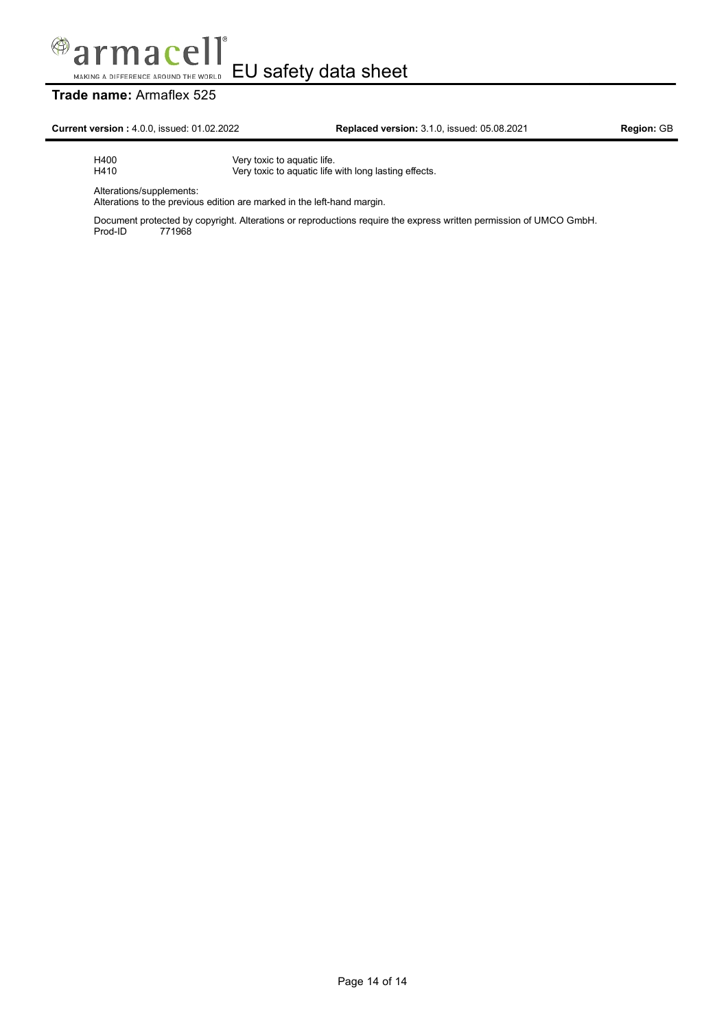| | |
|---|---|
| H400 | Very toxic to aquatic life. |
| H410 | Very toxic to aquatic life with long lasting effects. |

Alterations/supplements:
Alterations to the previous edition are marked in the left-hand margin.

Document protected by copyright. Alterations or reproductions require the express written permission of UMCO GmbH.
Prod-ID 771968